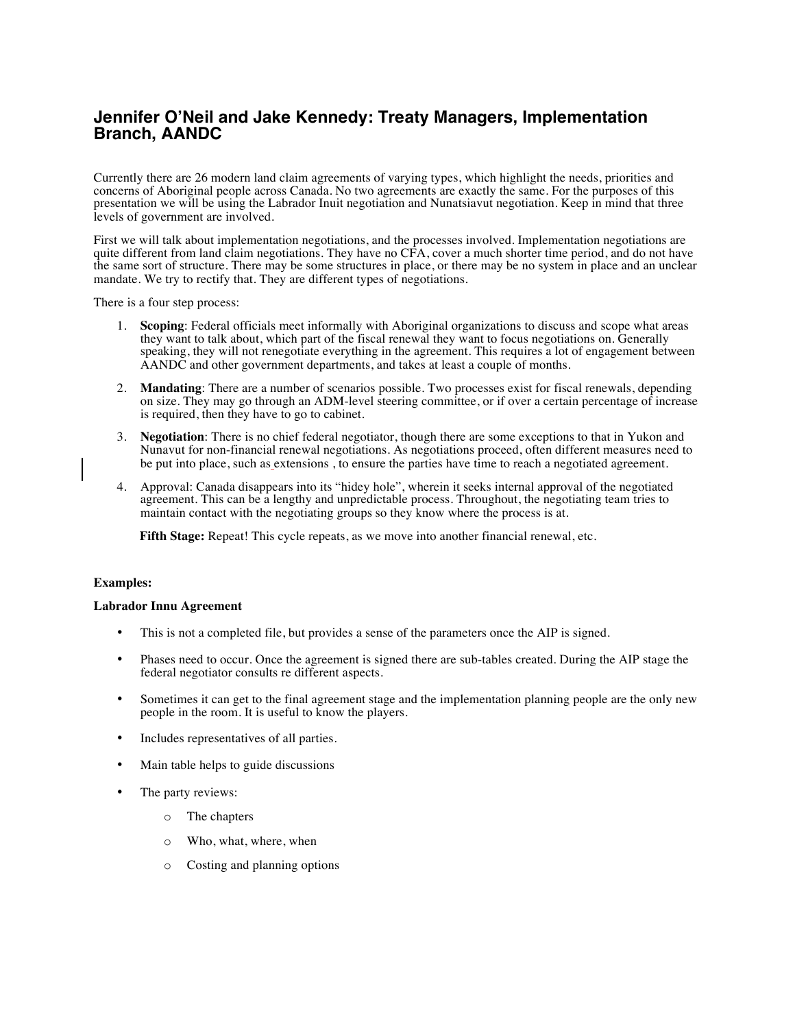# Jennifer O'Neil and Jake Kennedy: Treaty Managers, Implementation Branch, AANDC

Currently there are 26 modern land claim agreements of varying types, which highlight the needs, priorities and concerns of Aboriginal people across Canada. No two agreements are exactly the same. For the purposes of this presentation we will be using the Labrador Inuit negotiation and Nunatsiavut negotiation. Keep in mind that three levels of government are involved.

First we will talk about implementation negotiations, and the processes involved. Implementation negotiations are quite different from land claim negotiations. They have no CFA, cover a much shorter time period, and do not have the same sort of structure. There may be some structures in place, or there may be no system in place and an unclear mandate. We try to rectify that. They are different types of negotiations.

There is a four step process:

1. **Scoping**: Federal officials meet informally with Aboriginal organizations to discuss and scope what areas they want to talk about, which part of the fiscal renewal they want to focus negotiations on. Generally speaking, they will not renegotiate everything in the agreement. This requires a lot of engagement between AANDC and other government departments, and takes at least a couple of months.
2. **Mandating**: There are a number of scenarios possible. Two processes exist for fiscal renewals, depending on size. They may go through an ADM-level steering committee, or if over a certain percentage of increase is required, then they have to go to cabinet.
3. **Negotiation**: There is no chief federal negotiator, though there are some exceptions to that in Yukon and Nunavut for non-financial renewal negotiations. As negotiations proceed, often different measures need to be put into place, such as extensions , to ensure the parties have time to reach a negotiated agreement.
4. Approval: Canada disappears into its "hidey hole", wherein it seeks internal approval of the negotiated agreement. This can be a lengthy and unpredictable process. Throughout, the negotiating team tries to maintain contact with the negotiating groups so they know where the process is at.

   **Fifth Stage:** Repeat! This cycle repeats, as we move into another financial renewal, etc.

**Examples:**

**Labrador Innu Agreement**

- This is not a completed file, but provides a sense of the parameters once the AIP is signed.
- Phases need to occur. Once the agreement is signed there are sub-tables created. During the AIP stage the federal negotiator consults re different aspects.
- Sometimes it can get to the final agreement stage and the implementation planning people are the only new people in the room. It is useful to know the players.
- Includes representatives of all parties.
- Main table helps to guide discussions
- The party reviews:
  - The chapters
  - Who, what, where, when
  - Costing and planning options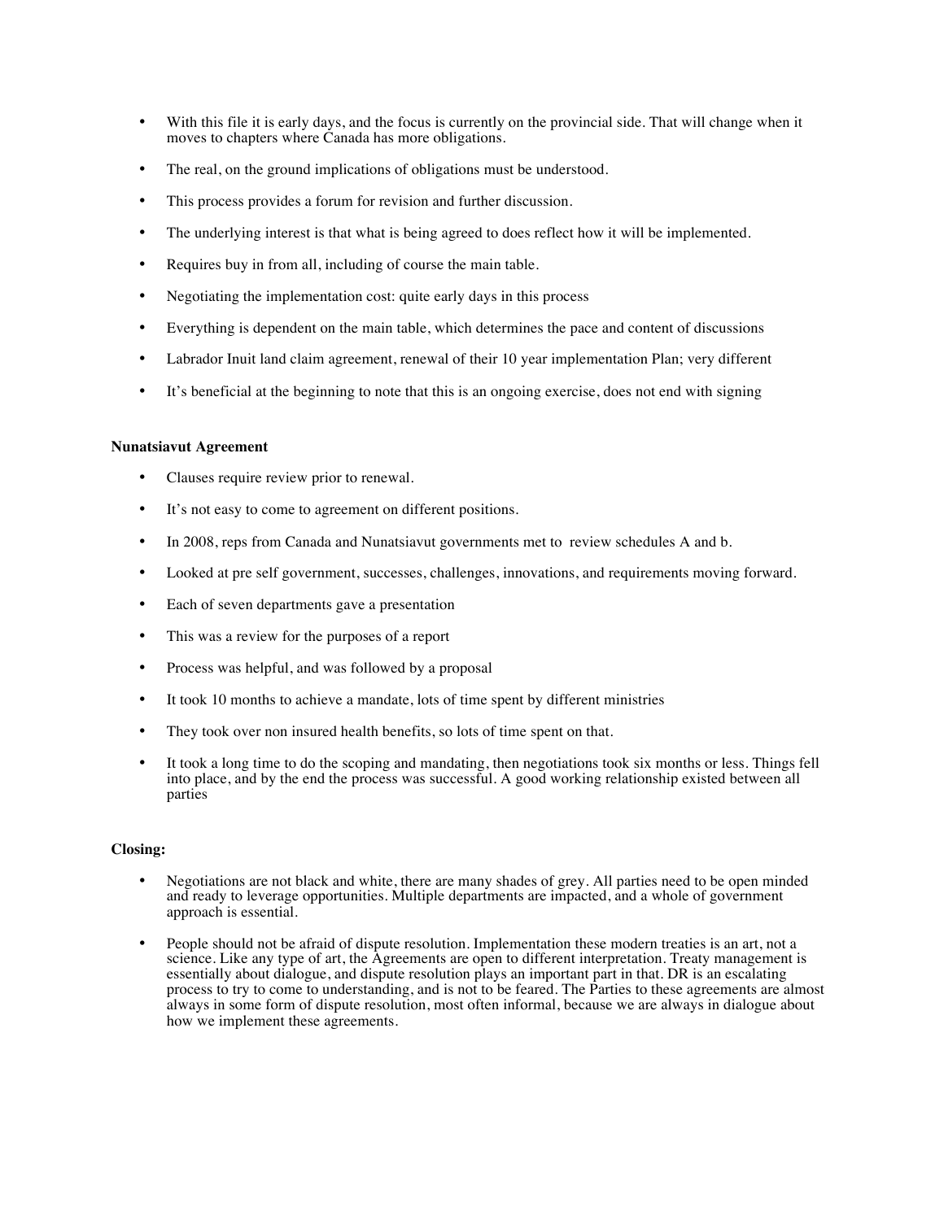- With this file it is early days, and the focus is currently on the provincial side. That will change when it moves to chapters where Canada has more obligations.
- The real, on the ground implications of obligations must be understood.
- This process provides a forum for revision and further discussion.
- The underlying interest is that what is being agreed to does reflect how it will be implemented.
- Requires buy in from all, including of course the main table.
- Negotiating the implementation cost: quite early days in this process
- Everything is dependent on the main table, which determines the pace and content of discussions
- Labrador Inuit land claim agreement, renewal of their 10 year implementation Plan; very different
- It's beneficial at the beginning to note that this is an ongoing exercise, does not end with signing

**Nunatsiavut Agreement**

- Clauses require review prior to renewal.
- It's not easy to come to agreement on different positions.
- In 2008, reps from Canada and Nunatsiavut governments met to review schedules A and b.
- Looked at pre self government, successes, challenges, innovations, and requirements moving forward.
- Each of seven departments gave a presentation
- This was a review for the purposes of a report
- Process was helpful, and was followed by a proposal
- It took 10 months to achieve a mandate, lots of time spent by different ministries
- They took over non insured health benefits, so lots of time spent on that.
- It took a long time to do the scoping and mandating, then negotiations took six months or less. Things fell into place, and by the end the process was successful. A good working relationship existed between all parties

**Closing:**

- Negotiations are not black and white, there are many shades of grey. All parties need to be open minded and ready to leverage opportunities. Multiple departments are impacted, and a whole of government approach is essential.
- People should not be afraid of dispute resolution. Implementation these modern treaties is an art, not a science. Like any type of art, the Agreements are open to different interpretation. Treaty management is essentially about dialogue, and dispute resolution plays an important part in that. DR is an escalating process to try to come to understanding, and is not to be feared. The Parties to these agreements are almost always in some form of dispute resolution, most often informal, because we are always in dialogue about how we implement these agreements.